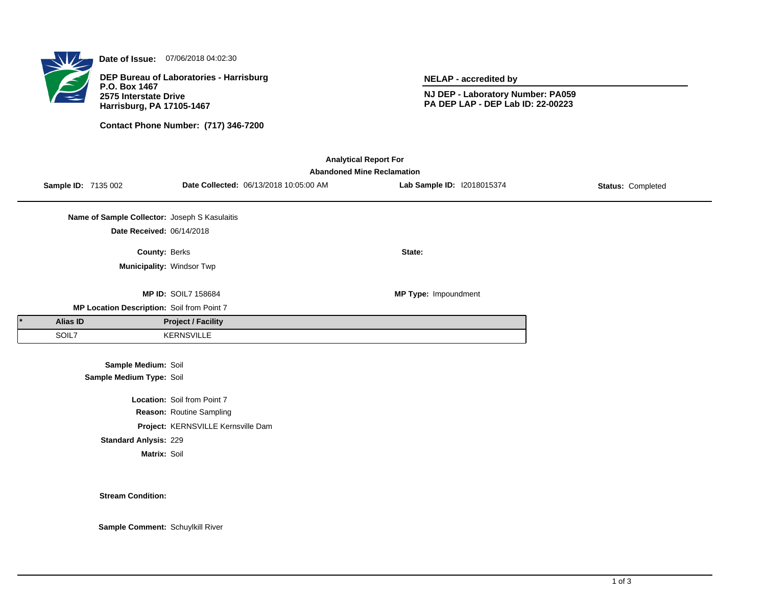**Date of Issue:** 07/06/2018 04:02:30

**DEP Bureau of Laboratories - Harrisburg**
**P.O. Box 1467**
**2575 Interstate Drive**
**Harrisburg, PA 17105-1467**

**Contact Phone Number: (717) 346-7200**

**NELAP - accredited by**

**NJ DEP - Laboratory Number: PA059**
**PA DEP LAP - DEP Lab ID: 22-00223**

## Analytical Report For
## Abandoned Mine Reclamation

**Sample ID:** 7135 002 **Date Collected:** 06/13/2018 10:05:00 AM **Lab Sample ID:** I2018015374 **Status:** Completed

**Name of Sample Collector:** Joseph S Kasulaitis

**Date Received:** 06/14/2018

**County:** Berks **State:**

**Municipality:** Windsor Twp

**MP ID:** SOIL7 158684 **MP Type:** Impoundment

**MP Location Description:** Soil from Point 7

| * | Alias ID | Project / Facility |
|---|---|---|
| | SOIL7 | KERNSVILLE |

**Sample Medium:** Soil
**Sample Medium Type:** Soil

**Location:** Soil from Point 7
**Reason:** Routine Sampling
**Project:** KERNSVILLE Kernsville Dam
**Standard Anlysis:** 229
**Matrix:** Soil

**Stream Condition:**

**Sample Comment:** Schuylkill River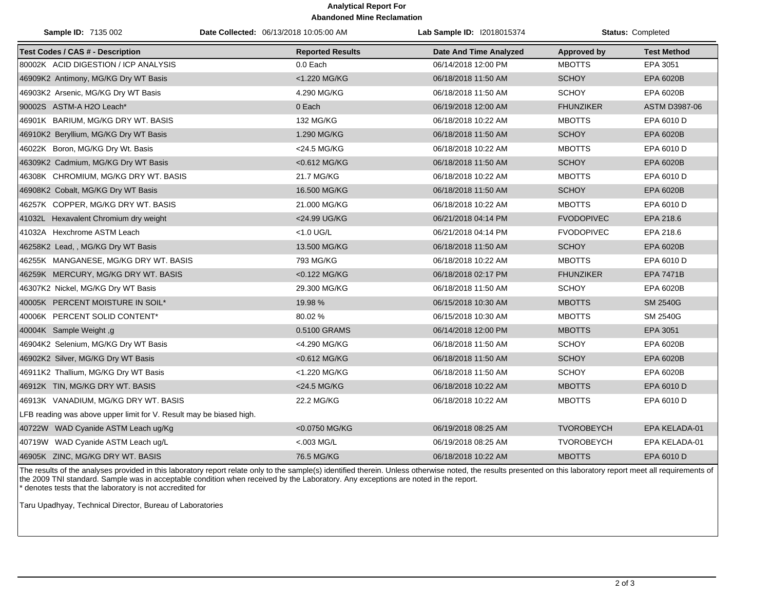# Analytical Report For
## Abandoned Mine Reclamation

**Sample ID:** 7135 002 **Date Collected:** 06/13/2018 10:05:00 AM **Lab Sample ID:** I2018015374 **Status:** Completed

| Test Codes / CAS # - Description | Reported Results | Date And Time Analyzed | Approved by | Test Method |
|---|---|---|---|---|
| 80002K ACID DIGESTION / ICP ANALYSIS | 0.0 Each | 06/14/2018 12:00 PM | MBOTTS | EPA 3051 |
| 46909K2 Antimony, MG/KG Dry WT Basis | <1.220 MG/KG | 06/18/2018 11:50 AM | SCHOY | EPA 6020B |
| 46903K2 Arsenic, MG/KG Dry WT Basis | 4.290 MG/KG | 06/18/2018 11:50 AM | SCHOY | EPA 6020B |
| 90002S ASTM-A H2O Leach* | 0 Each | 06/19/2018 12:00 AM | FHUNZIKER | ASTM D3987-06 |
| 46901K BARIUM, MG/KG DRY WT. BASIS | 132 MG/KG | 06/18/2018 10:22 AM | MBOTTS | EPA 6010 D |
| 46910K2 Beryllium, MG/KG Dry WT Basis | 1.290 MG/KG | 06/18/2018 11:50 AM | SCHOY | EPA 6020B |
| 46022K Boron, MG/KG Dry Wt. Basis | <24.5 MG/KG | 06/18/2018 10:22 AM | MBOTTS | EPA 6010 D |
| 46309K2 Cadmium, MG/KG Dry WT Basis | <0.612 MG/KG | 06/18/2018 11:50 AM | SCHOY | EPA 6020B |
| 46308K CHROMIUM, MG/KG DRY WT. BASIS | 21.7 MG/KG | 06/18/2018 10:22 AM | MBOTTS | EPA 6010 D |
| 46908K2 Cobalt, MG/KG Dry WT Basis | 16.500 MG/KG | 06/18/2018 11:50 AM | SCHOY | EPA 6020B |
| 46257K COPPER, MG/KG DRY WT. BASIS | 21.000 MG/KG | 06/18/2018 10:22 AM | MBOTTS | EPA 6010 D |
| 41032L Hexavalent Chromium dry weight | <24.99 UG/KG | 06/21/2018 04:14 PM | FVODOPIVEC | EPA 218.6 |
| 41032A Hexchrome ASTM Leach | <1.0 UG/L | 06/21/2018 04:14 PM | FVODOPIVEC | EPA 218.6 |
| 46258K2 Lead, , MG/KG Dry WT Basis | 13.500 MG/KG | 06/18/2018 11:50 AM | SCHOY | EPA 6020B |
| 46255K MANGANESE, MG/KG DRY WT. BASIS | 793 MG/KG | 06/18/2018 10:22 AM | MBOTTS | EPA 6010 D |
| 46259K MERCURY, MG/KG DRY WT. BASIS | <0.122 MG/KG | 06/18/2018 02:17 PM | FHUNZIKER | EPA 7471B |
| 46307K2 Nickel, MG/KG Dry WT Basis | 29.300 MG/KG | 06/18/2018 11:50 AM | SCHOY | EPA 6020B |
| 40005K PERCENT MOISTURE IN SOIL* | 19.98 % | 06/15/2018 10:30 AM | MBOTTS | SM 2540G |
| 40006K PERCENT SOLID CONTENT* | 80.02 % | 06/15/2018 10:30 AM | MBOTTS | SM 2540G |
| 40004K Sample Weight ,g | 0.5100 GRAMS | 06/14/2018 12:00 PM | MBOTTS | EPA 3051 |
| 46904K2 Selenium, MG/KG Dry WT Basis | <4.290 MG/KG | 06/18/2018 11:50 AM | SCHOY | EPA 6020B |
| 46902K2 Silver, MG/KG Dry WT Basis | <0.612 MG/KG | 06/18/2018 11:50 AM | SCHOY | EPA 6020B |
| 46911K2 Thallium, MG/KG Dry WT Basis | <1.220 MG/KG | 06/18/2018 11:50 AM | SCHOY | EPA 6020B |
| 46912K TIN, MG/KG DRY WT. BASIS | <24.5 MG/KG | 06/18/2018 10:22 AM | MBOTTS | EPA 6010 D |
| 46913K VANADIUM, MG/KG DRY WT. BASIS | 22.2 MG/KG | 06/18/2018 10:22 AM | MBOTTS | EPA 6010 D |
| LFB reading was above upper limit for V. Result may be biased high. | | | | |
| 40722W WAD Cyanide ASTM Leach ug/Kg | <0.0750 MG/KG | 06/19/2018 08:25 AM | TVOROBEYCH | EPA KELADA-01 |
| 40719W WAD Cyanide ASTM Leach ug/L | <.003 MG/L | 06/19/2018 08:25 AM | TVOROBEYCH | EPA KELADA-01 |
| 46905K ZINC, MG/KG DRY WT. BASIS | 76.5 MG/KG | 06/18/2018 10:22 AM | MBOTTS | EPA 6010 D |

The results of the analyses provided in this laboratory report relate only to the sample(s) identified therein. Unless otherwise noted, the results presented on this laboratory report meet all requirements of the 2009 TNI standard. Sample was in acceptable condition when received by the Laboratory. Any exceptions are noted in the report.
* denotes tests that the laboratory is not accredited for

Taru Upadhyay, Technical Director, Bureau of Laboratories